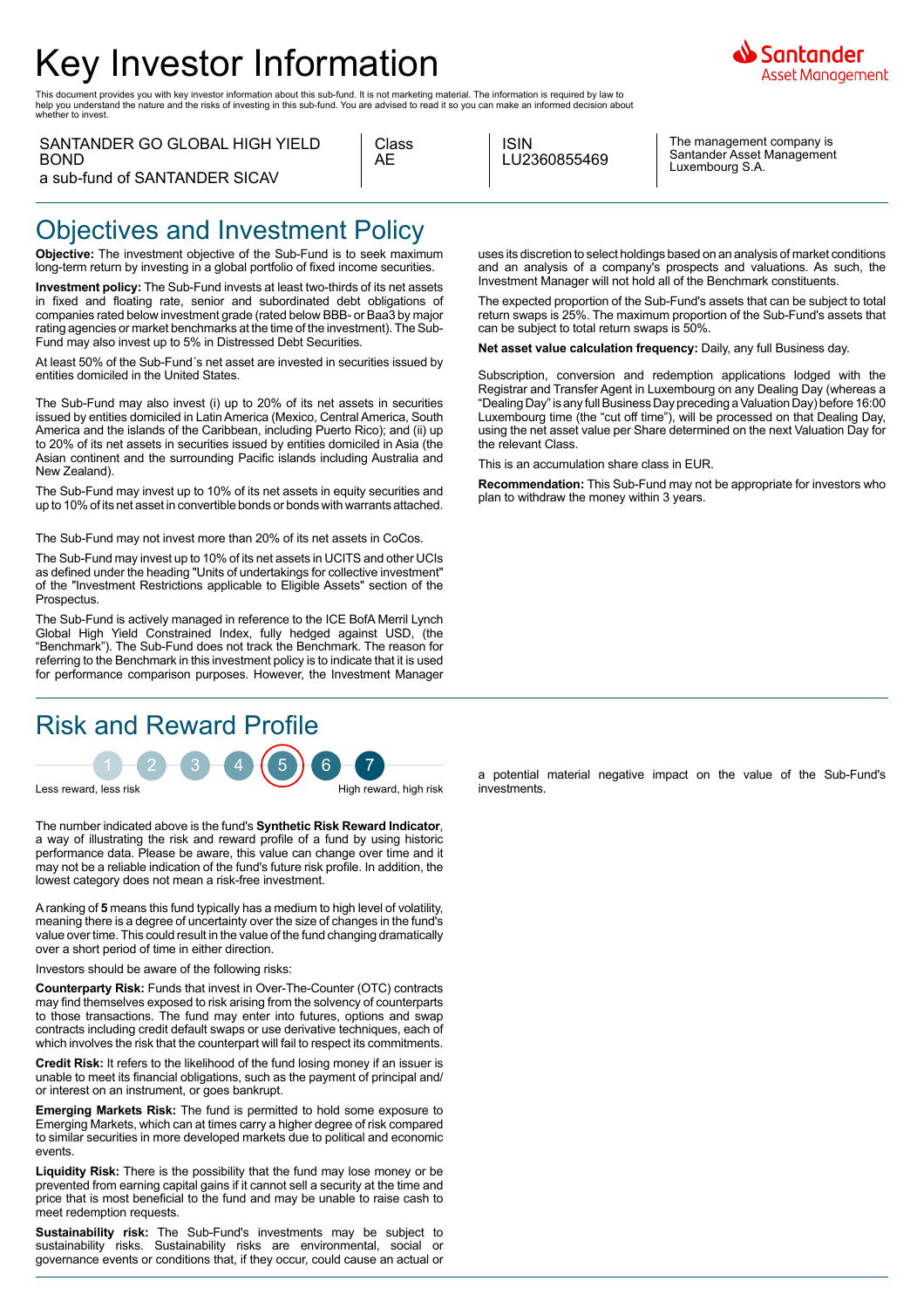# Key Investor Information

Santander Asset Management

This document provides you with key investor information about this sub-fund. It is not marketing material. The information is required by law to help you understand the nature and the risks of investing in this sub-fund. You are advised to read it so you can make an informed decision about whether to invest.

| SANTANDER GO GLOBAL HIGH YIELD BOND a sub-fund of SANTANDER SICAV | Class AE | ISIN LU2360855469 | The management company is Santander Asset Management Luxembourg S.A. |
|---|---|---|---|

## Objectives and Investment Policy

**Objective:** The investment objective of the Sub-Fund is to seek maximum long-term return by investing in a global portfolio of fixed income securities.

**Investment policy:** The Sub-Fund invests at least two-thirds of its net assets in fixed and floating rate, senior and subordinated debt obligations of companies rated below investment grade (rated below BBB- or Baa3 by major rating agencies or market benchmarks at the time of the investment). The Sub-Fund may also invest up to 5% in Distressed Debt Securities.

At least 50% of the Sub-Fund´s net asset are invested in securities issued by entities domiciled in the United States.

The Sub-Fund may also invest (i) up to 20% of its net assets in securities issued by entities domiciled in Latin America (Mexico, Central America, South America and the islands of the Caribbean, including Puerto Rico); and (ii) up to 20% of its net assets in securities issued by entities domiciled in Asia (the Asian continent and the surrounding Pacific islands including Australia and New Zealand).

The Sub-Fund may invest up to 10% of its net assets in equity securities and up to 10% of its net asset in convertible bonds or bonds with warrants attached.

The Sub-Fund may not invest more than 20% of its net assets in CoCos.

The Sub-Fund may invest up to 10% of its net assets in UCITS and other UCIs as defined under the heading "Units of undertakings for collective investment" of the "Investment Restrictions applicable to Eligible Assets" section of the Prospectus.

The Sub-Fund is actively managed in reference to the ICE BofA Merril Lynch Global High Yield Constrained Index, fully hedged against USD, (the "Benchmark"). The Sub-Fund does not track the Benchmark. The reason for referring to the Benchmark in this investment policy is to indicate that it is used for performance comparison purposes. However, the Investment Manager uses its discretion to select holdings based on an analysis of market conditions and an analysis of a company's prospects and valuations. As such, the Investment Manager will not hold all of the Benchmark constituents.

The expected proportion of the Sub-Fund's assets that can be subject to total return swaps is 25%. The maximum proportion of the Sub-Fund's assets that can be subject to total return swaps is 50%.

**Net asset value calculation frequency:** Daily, any full Business day.

Subscription, conversion and redemption applications lodged with the Registrar and Transfer Agent in Luxembourg on any Dealing Day (whereas a "Dealing Day" is any full Business Day preceding a Valuation Day) before 16:00 Luxembourg time (the "cut off time"), will be processed on that Dealing Day, using the net asset value per Share determined on the next Valuation Day for the relevant Class.

This is an accumulation share class in EUR.

**Recommendation:** This Sub-Fund may not be appropriate for investors who plan to withdraw the money within 3 years.

## Risk and Reward Profile

1 2 3 4 **5** 6 7

Less reward, less risk — High reward, high risk

The number indicated above is the fund's **Synthetic Risk Reward Indicator**, a way of illustrating the risk and reward profile of a fund by using historic performance data. Please be aware, this value can change over time and it may not be a reliable indication of the fund's future risk profile. In addition, the lowest category does not mean a risk-free investment.

A ranking of **5** means this fund typically has a medium to high level of volatility, meaning there is a degree of uncertainty over the size of changes in the fund's value over time. This could result in the value of the fund changing dramatically over a short period of time in either direction.

Investors should be aware of the following risks:

**Counterparty Risk:** Funds that invest in Over-The-Counter (OTC) contracts may find themselves exposed to risk arising from the solvency of counterparts to those transactions. The fund may enter into futures, options and swap contracts including credit default swaps or use derivative techniques, each of which involves the risk that the counterpart will fail to respect its commitments.

**Credit Risk:** It refers to the likelihood of the fund losing money if an issuer is unable to meet its financial obligations, such as the payment of principal and/or interest on an instrument, or goes bankrupt.

**Emerging Markets Risk:** The fund is permitted to hold some exposure to Emerging Markets, which can at times carry a higher degree of risk compared to similar securities in more developed markets due to political and economic events.

**Liquidity Risk:** There is the possibility that the fund may lose money or be prevented from earning capital gains if it cannot sell a security at the time and price that is most beneficial to the fund and may be unable to raise cash to meet redemption requests.

**Sustainability risk:** The Sub-Fund's investments may be subject to sustainability risks. Sustainability risks are environmental, social or governance events or conditions that, if they occur, could cause an actual or a potential material negative impact on the value of the Sub-Fund's investments.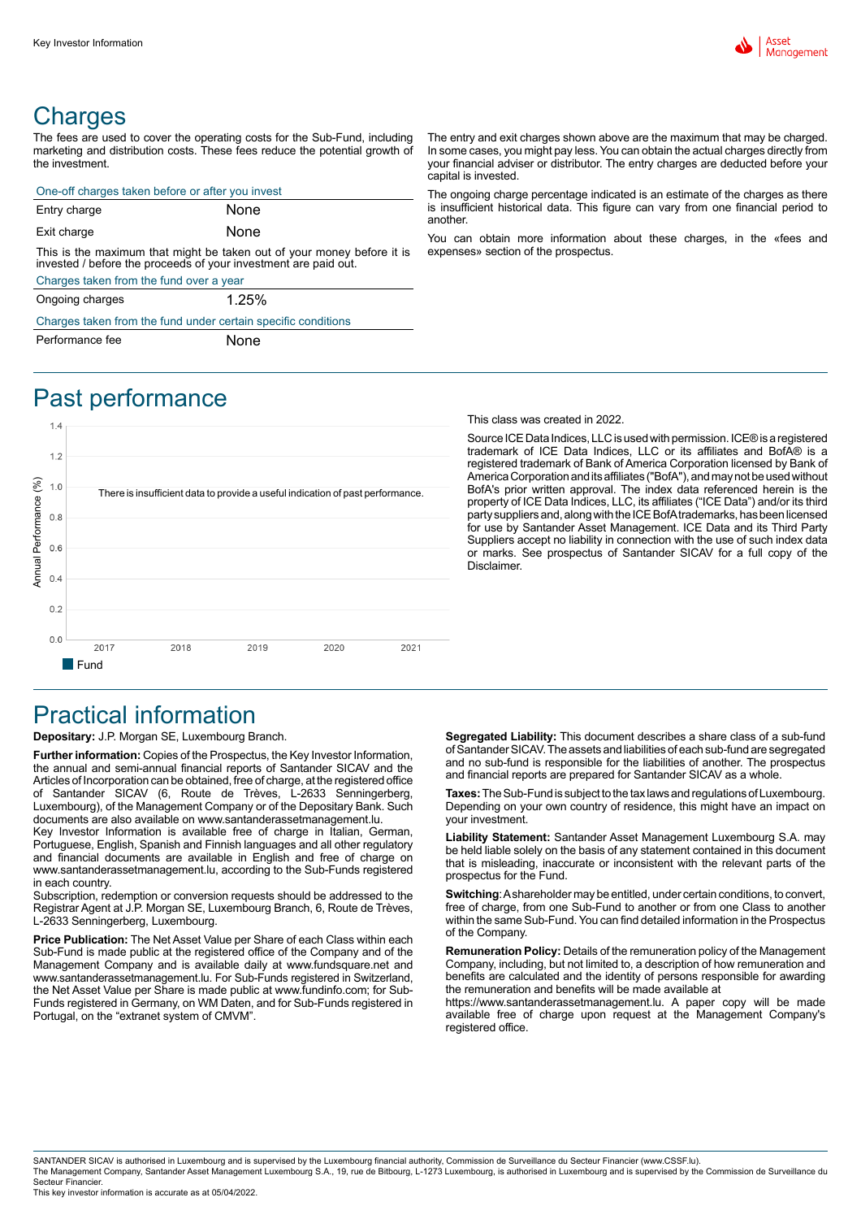## Charges

The fees are used to cover the operating costs for the Sub-Fund, including marketing and distribution costs. These fees reduce the potential growth of the investment.

| One-off charges taken before or after you invest | |
|---|---|
| Entry charge | None |
| Exit charge | None |
| This is the maximum that might be taken out of your money before it is invested / before the proceeds of your investment are paid out. | |
| **Charges taken from the fund over a year** | |
| Ongoing charges | 1.25% |
| **Charges taken from the fund under certain specific conditions** | |
| Performance fee | None |

The entry and exit charges shown above are the maximum that may be charged. In some cases, you might pay less. You can obtain the actual charges directly from your financial adviser or distributor. The entry charges are deducted before your capital is invested.

The ongoing charge percentage indicated is an estimate of the charges as there is insufficient historical data. This figure can vary from one financial period to another.

You can obtain more information about these charges, in the «fees and expenses» section of the prospectus.

## Past performance

Annual Performance (%)

1.4
1.2
1.0
0.8
0.6
0.4
0.2
0.0

There is insufficient data to provide a useful indication of past performance.

2017 2018 2019 2020 2021

Fund

This class was created in 2022.

Source ICE Data Indices, LLC is used with permission. ICE® is a registered trademark of ICE Data Indices, LLC or its affiliates and BofA® is a registered trademark of Bank of America Corporation licensed by Bank of America Corporation and its affiliates ("BofA"), and may not be used without BofA's prior written approval. The index data referenced herein is the property of ICE Data Indices, LLC, its affiliates ("ICE Data") and/or its third party suppliers and, along with the ICE BofA trademarks, has been licensed for use by Santander Asset Management. ICE Data and its Third Party Suppliers accept no liability in connection with the use of such index data or marks. See prospectus of Santander SICAV for a full copy of the Disclaimer.

## Practical information

**Depositary:** J.P. Morgan SE, Luxembourg Branch.

**Further information:** Copies of the Prospectus, the Key Investor Information, the annual and semi-annual financial reports of Santander SICAV and the Articles of Incorporation can be obtained, free of charge, at the registered office of Santander SICAV (6, Route de Trèves, L-2633 Senningerberg, Luxembourg), of the Management Company or of the Depositary Bank. Such documents are also available on www.santanderassetmanagement.lu.
Key Investor Information is available free of charge in Italian, German, Portuguese, English, Spanish and Finnish languages and all other regulatory and financial documents are available in English and free of charge on www.santanderassetmanagement.lu, according to the Sub-Funds registered in each country.
Subscription, redemption or conversion requests should be addressed to the Registrar Agent at J.P. Morgan SE, Luxembourg Branch, 6, Route de Trèves, L-2633 Senningerberg, Luxembourg.

**Price Publication:** The Net Asset Value per Share of each Class within each Sub-Fund is made public at the registered office of the Company and of the Management Company and is available daily at www.fundsquare.net and www.santanderassetmanagement.lu. For Sub-Funds registered in Switzerland, the Net Asset Value per Share is made public at www.fundinfo.com; for Sub-Funds registered in Germany, on WM Daten, and for Sub-Funds registered in Portugal, on the “extranet system of CMVM”.

**Segregated Liability:** This document describes a share class of a sub-fund of Santander SICAV. The assets and liabilities of each sub-fund are segregated and no sub-fund is responsible for the liabilities of another. The prospectus and financial reports are prepared for Santander SICAV as a whole.

**Taxes:** The Sub-Fund is subject to the tax laws and regulations of Luxembourg. Depending on your own country of residence, this might have an impact on your investment.

**Liability Statement:** Santander Asset Management Luxembourg S.A. may be held liable solely on the basis of any statement contained in this document that is misleading, inaccurate or inconsistent with the relevant parts of the prospectus for the Fund.

**Switching**: A shareholder may be entitled, under certain conditions, to convert, free of charge, from one Sub-Fund to another or from one Class to another within the same Sub-Fund. You can find detailed information in the Prospectus of the Company.

**Remuneration Policy:** Details of the remuneration policy of the Management Company, including, but not limited to, a description of how remuneration and benefits are calculated and the identity of persons responsible for awarding the remuneration and benefits will be made available at https://www.santanderassetmanagement.lu. A paper copy will be made available free of charge upon request at the Management Company's registered office.

SANTANDER SICAV is authorised in Luxembourg and is supervised by the Luxembourg financial authority, Commission de Surveillance du Secteur Financier (www.CSSF.lu).
The Management Company, Santander Asset Management Luxembourg S.A., 19, rue de Bitbourg, L-1273 Luxembourg, is authorised in Luxembourg and is supervised by the Commission de Surveillance du Secteur Financier.
This key investor information is accurate as at 05/04/2022.